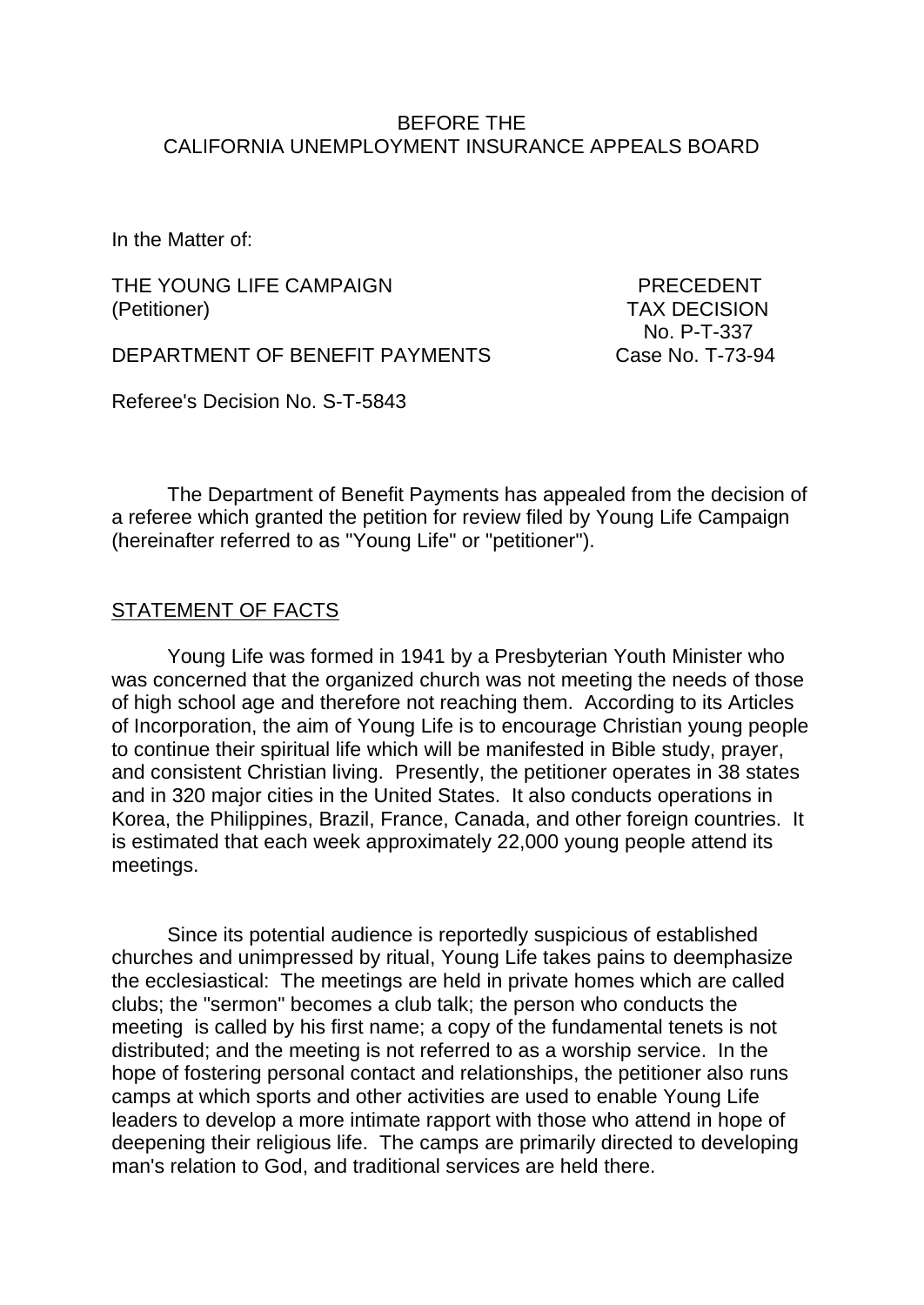BEFORE THE
CALIFORNIA UNEMPLOYMENT INSURANCE APPEALS BOARD

In the Matter of:

THE YOUNG LIFE CAMPAIGN
(Petitioner)

DEPARTMENT OF BENEFIT PAYMENTS

PRECEDENT
TAX DECISION
No. P-T-337
Case No. T-73-94

Referee's Decision No. S-T-5843

The Department of Benefit Payments has appealed from the decision of a referee which granted the petition for review filed by Young Life Campaign (hereinafter referred to as "Young Life" or "petitioner").

## STATEMENT OF FACTS

Young Life was formed in 1941 by a Presbyterian Youth Minister who was concerned that the organized church was not meeting the needs of those of high school age and therefore not reaching them. According to its Articles of Incorporation, the aim of Young Life is to encourage Christian young people to continue their spiritual life which will be manifested in Bible study, prayer, and consistent Christian living. Presently, the petitioner operates in 38 states and in 320 major cities in the United States. It also conducts operations in Korea, the Philippines, Brazil, France, Canada, and other foreign countries. It is estimated that each week approximately 22,000 young people attend its meetings.

Since its potential audience is reportedly suspicious of established churches and unimpressed by ritual, Young Life takes pains to deemphasize the ecclesiastical: The meetings are held in private homes which are called clubs; the "sermon" becomes a club talk; the person who conducts the meeting is called by his first name; a copy of the fundamental tenets is not distributed; and the meeting is not referred to as a worship service. In the hope of fostering personal contact and relationships, the petitioner also runs camps at which sports and other activities are used to enable Young Life leaders to develop a more intimate rapport with those who attend in hope of deepening their religious life. The camps are primarily directed to developing man's relation to God, and traditional services are held there.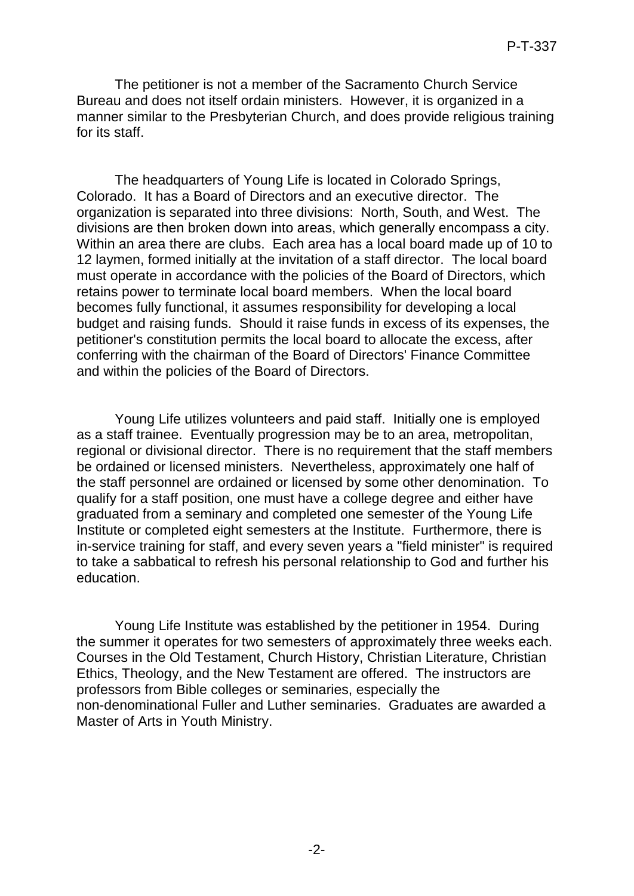The petitioner is not a member of the Sacramento Church Service Bureau and does not itself ordain ministers. However, it is organized in a manner similar to the Presbyterian Church, and does provide religious training for its staff.

The headquarters of Young Life is located in Colorado Springs, Colorado. It has a Board of Directors and an executive director. The organization is separated into three divisions: North, South, and West. The divisions are then broken down into areas, which generally encompass a city. Within an area there are clubs. Each area has a local board made up of 10 to 12 laymen, formed initially at the invitation of a staff director. The local board must operate in accordance with the policies of the Board of Directors, which retains power to terminate local board members. When the local board becomes fully functional, it assumes responsibility for developing a local budget and raising funds. Should it raise funds in excess of its expenses, the petitioner's constitution permits the local board to allocate the excess, after conferring with the chairman of the Board of Directors' Finance Committee and within the policies of the Board of Directors.

Young Life utilizes volunteers and paid staff. Initially one is employed as a staff trainee. Eventually progression may be to an area, metropolitan, regional or divisional director. There is no requirement that the staff members be ordained or licensed ministers. Nevertheless, approximately one half of the staff personnel are ordained or licensed by some other denomination. To qualify for a staff position, one must have a college degree and either have graduated from a seminary and completed one semester of the Young Life Institute or completed eight semesters at the Institute. Furthermore, there is in-service training for staff, and every seven years a "field minister" is required to take a sabbatical to refresh his personal relationship to God and further his education.

Young Life Institute was established by the petitioner in 1954. During the summer it operates for two semesters of approximately three weeks each. Courses in the Old Testament, Church History, Christian Literature, Christian Ethics, Theology, and the New Testament are offered. The instructors are professors from Bible colleges or seminaries, especially the non-denominational Fuller and Luther seminaries. Graduates are awarded a Master of Arts in Youth Ministry.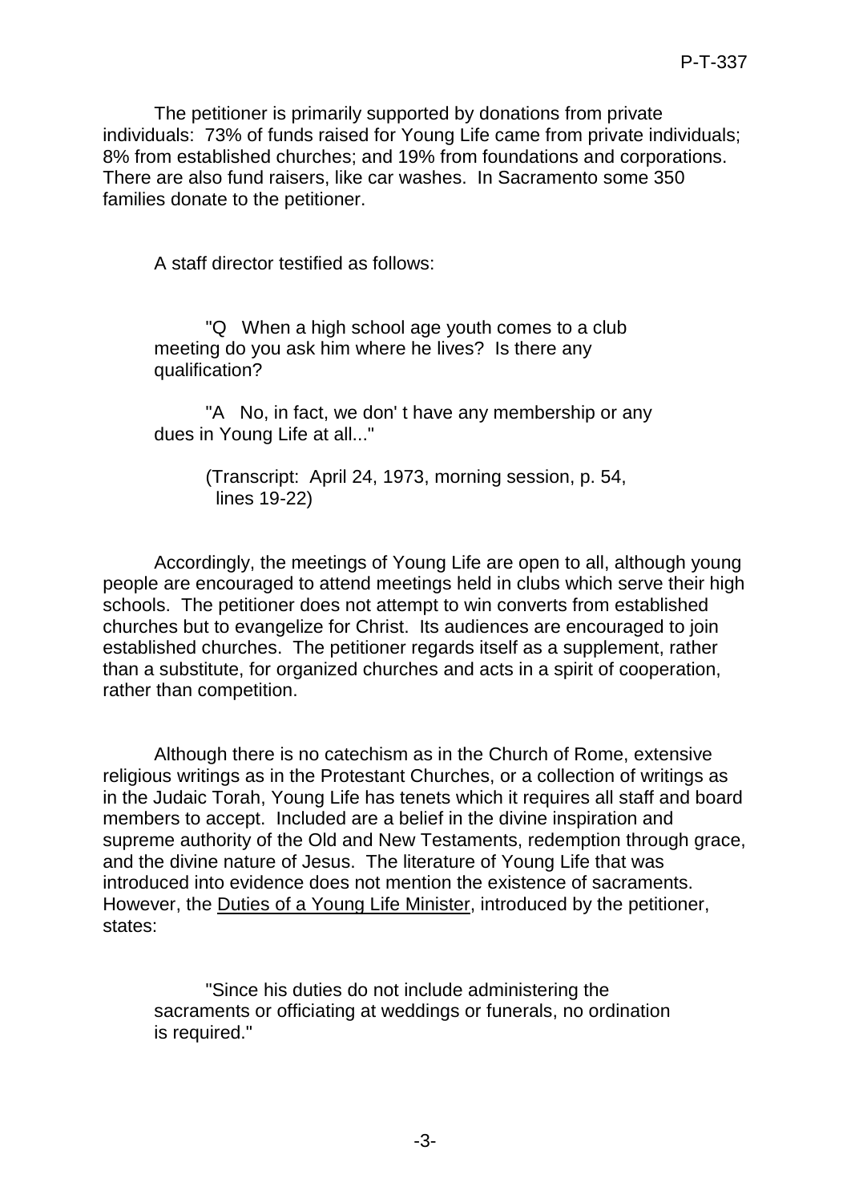The petitioner is primarily supported by donations from private individuals: 73% of funds raised for Young Life came from private individuals; 8% from established churches; and 19% from foundations and corporations. There are also fund raisers, like car washes. In Sacramento some 350 families donate to the petitioner.

A staff director testified as follows:

> "Q When a high school age youth comes to a club meeting do you ask him where he lives? Is there any qualification?
>
> "A No, in fact, we don' t have any membership or any dues in Young Life at all..."
>
> (Transcript: April 24, 1973, morning session, p. 54, lines 19-22)

Accordingly, the meetings of Young Life are open to all, although young people are encouraged to attend meetings held in clubs which serve their high schools. The petitioner does not attempt to win converts from established churches but to evangelize for Christ. Its audiences are encouraged to join established churches. The petitioner regards itself as a supplement, rather than a substitute, for organized churches and acts in a spirit of cooperation, rather than competition.

Although there is no catechism as in the Church of Rome, extensive religious writings as in the Protestant Churches, or a collection of writings as in the Judaic Torah, Young Life has tenets which it requires all staff and board members to accept. Included are a belief in the divine inspiration and supreme authority of the Old and New Testaments, redemption through grace, and the divine nature of Jesus. The literature of Young Life that was introduced into evidence does not mention the existence of sacraments. However, the Duties of a Young Life Minister, introduced by the petitioner, states:

> "Since his duties do not include administering the sacraments or officiating at weddings or funerals, no ordination is required."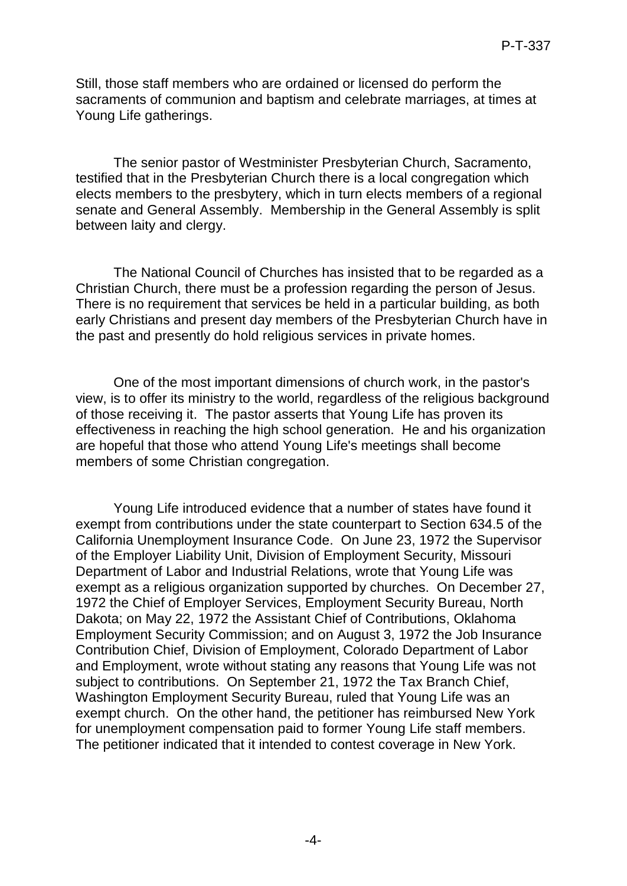Still, those staff members who are ordained or licensed do perform the sacraments of communion and baptism and celebrate marriages, at times at Young Life gatherings.

The senior pastor of Westminister Presbyterian Church, Sacramento, testified that in the Presbyterian Church there is a local congregation which elects members to the presbytery, which in turn elects members of a regional senate and General Assembly. Membership in the General Assembly is split between laity and clergy.

The National Council of Churches has insisted that to be regarded as a Christian Church, there must be a profession regarding the person of Jesus. There is no requirement that services be held in a particular building, as both early Christians and present day members of the Presbyterian Church have in the past and presently do hold religious services in private homes.

One of the most important dimensions of church work, in the pastor's view, is to offer its ministry to the world, regardless of the religious background of those receiving it. The pastor asserts that Young Life has proven its effectiveness in reaching the high school generation. He and his organization are hopeful that those who attend Young Life's meetings shall become members of some Christian congregation.

Young Life introduced evidence that a number of states have found it exempt from contributions under the state counterpart to Section 634.5 of the California Unemployment Insurance Code. On June 23, 1972 the Supervisor of the Employer Liability Unit, Division of Employment Security, Missouri Department of Labor and Industrial Relations, wrote that Young Life was exempt as a religious organization supported by churches. On December 27, 1972 the Chief of Employer Services, Employment Security Bureau, North Dakota; on May 22, 1972 the Assistant Chief of Contributions, Oklahoma Employment Security Commission; and on August 3, 1972 the Job Insurance Contribution Chief, Division of Employment, Colorado Department of Labor and Employment, wrote without stating any reasons that Young Life was not subject to contributions. On September 21, 1972 the Tax Branch Chief, Washington Employment Security Bureau, ruled that Young Life was an exempt church. On the other hand, the petitioner has reimbursed New York for unemployment compensation paid to former Young Life staff members. The petitioner indicated that it intended to contest coverage in New York.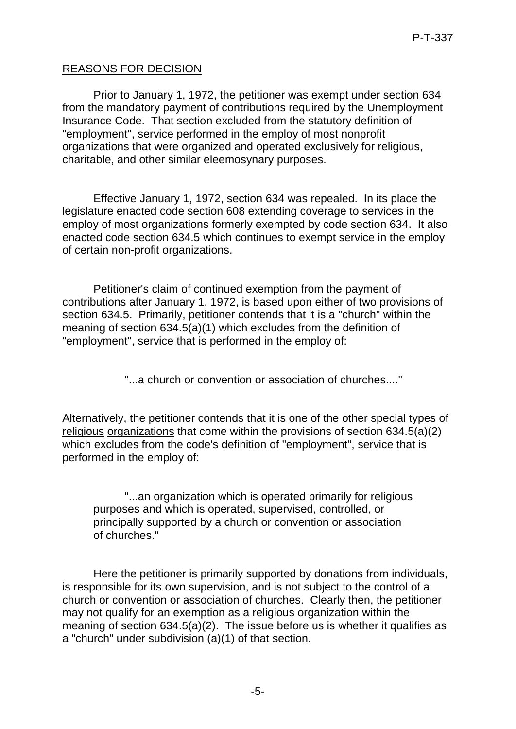<u>REASONS FOR DECISION</u>

Prior to January 1, 1972, the petitioner was exempt under section 634 from the mandatory payment of contributions required by the Unemployment Insurance Code. That section excluded from the statutory definition of "employment", service performed in the employ of most nonprofit organizations that were organized and operated exclusively for religious, charitable, and other similar eleemosynary purposes.

Effective January 1, 1972, section 634 was repealed. In its place the legislature enacted code section 608 extending coverage to services in the employ of most organizations formerly exempted by code section 634. It also enacted code section 634.5 which continues to exempt service in the employ of certain non-profit organizations.

Petitioner's claim of continued exemption from the payment of contributions after January 1, 1972, is based upon either of two provisions of section 634.5. Primarily, petitioner contends that it is a "church" within the meaning of section 634.5(a)(1) which excludes from the definition of "employment", service that is performed in the employ of:

> "...a church or convention or association of churches...."

Alternatively, the petitioner contends that it is one of the other special types of <u>religious</u> <u>organizations</u> that come within the provisions of section 634.5(a)(2) which excludes from the code's definition of "employment", service that is performed in the employ of:

> "...an organization which is operated primarily for religious purposes and which is operated, supervised, controlled, or principally supported by a church or convention or association of churches."

Here the petitioner is primarily supported by donations from individuals, is responsible for its own supervision, and is not subject to the control of a church or convention or association of churches. Clearly then, the petitioner may not qualify for an exemption as a religious organization within the meaning of section 634.5(a)(2). The issue before us is whether it qualifies as a "church" under subdivision (a)(1) of that section.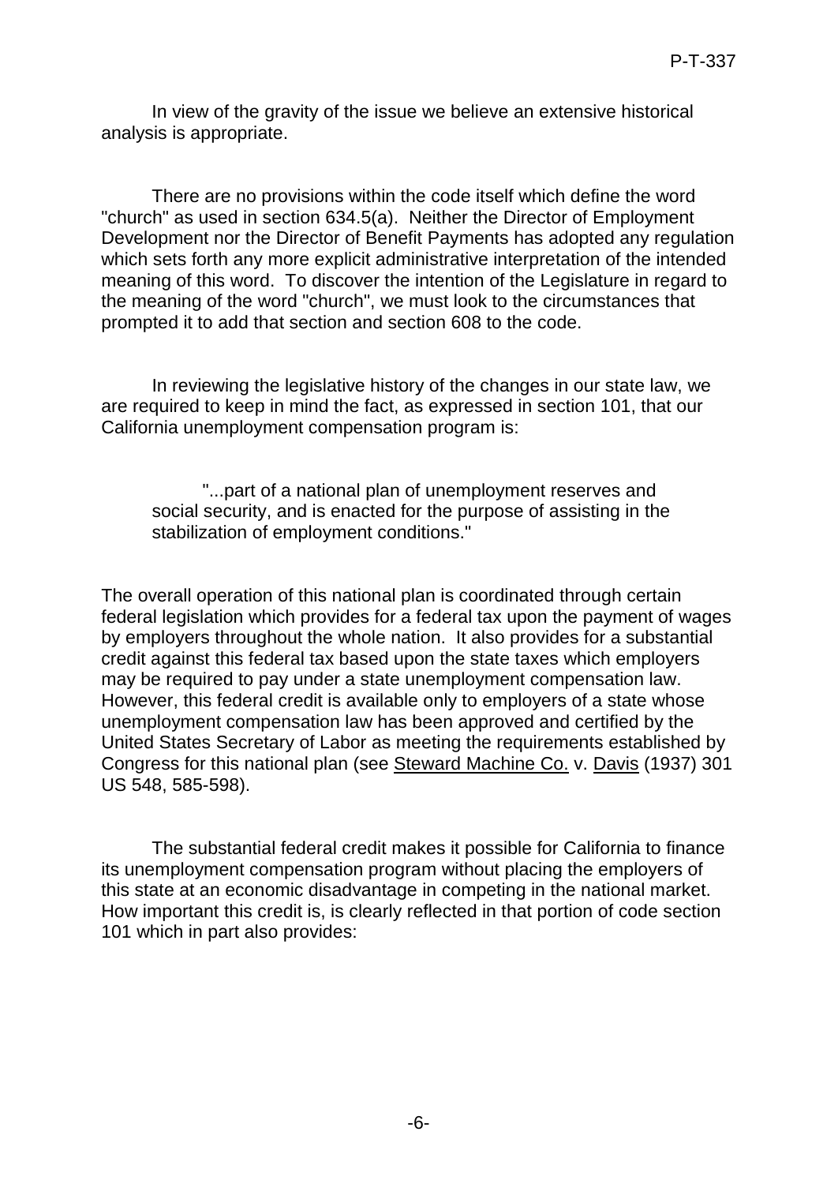In view of the gravity of the issue we believe an extensive historical analysis is appropriate.

There are no provisions within the code itself which define the word "church" as used in section 634.5(a). Neither the Director of Employment Development nor the Director of Benefit Payments has adopted any regulation which sets forth any more explicit administrative interpretation of the intended meaning of this word. To discover the intention of the Legislature in regard to the meaning of the word "church", we must look to the circumstances that prompted it to add that section and section 608 to the code.

In reviewing the legislative history of the changes in our state law, we are required to keep in mind the fact, as expressed in section 101, that our California unemployment compensation program is:

> "...part of a national plan of unemployment reserves and social security, and is enacted for the purpose of assisting in the stabilization of employment conditions."

The overall operation of this national plan is coordinated through certain federal legislation which provides for a federal tax upon the payment of wages by employers throughout the whole nation. It also provides for a substantial credit against this federal tax based upon the state taxes which employers may be required to pay under a state unemployment compensation law. However, this federal credit is available only to employers of a state whose unemployment compensation law has been approved and certified by the United States Secretary of Labor as meeting the requirements established by Congress for this national plan (see Steward Machine Co. v. Davis (1937) 301 US 548, 585-598).

The substantial federal credit makes it possible for California to finance its unemployment compensation program without placing the employers of this state at an economic disadvantage in competing in the national market. How important this credit is, is clearly reflected in that portion of code section 101 which in part also provides: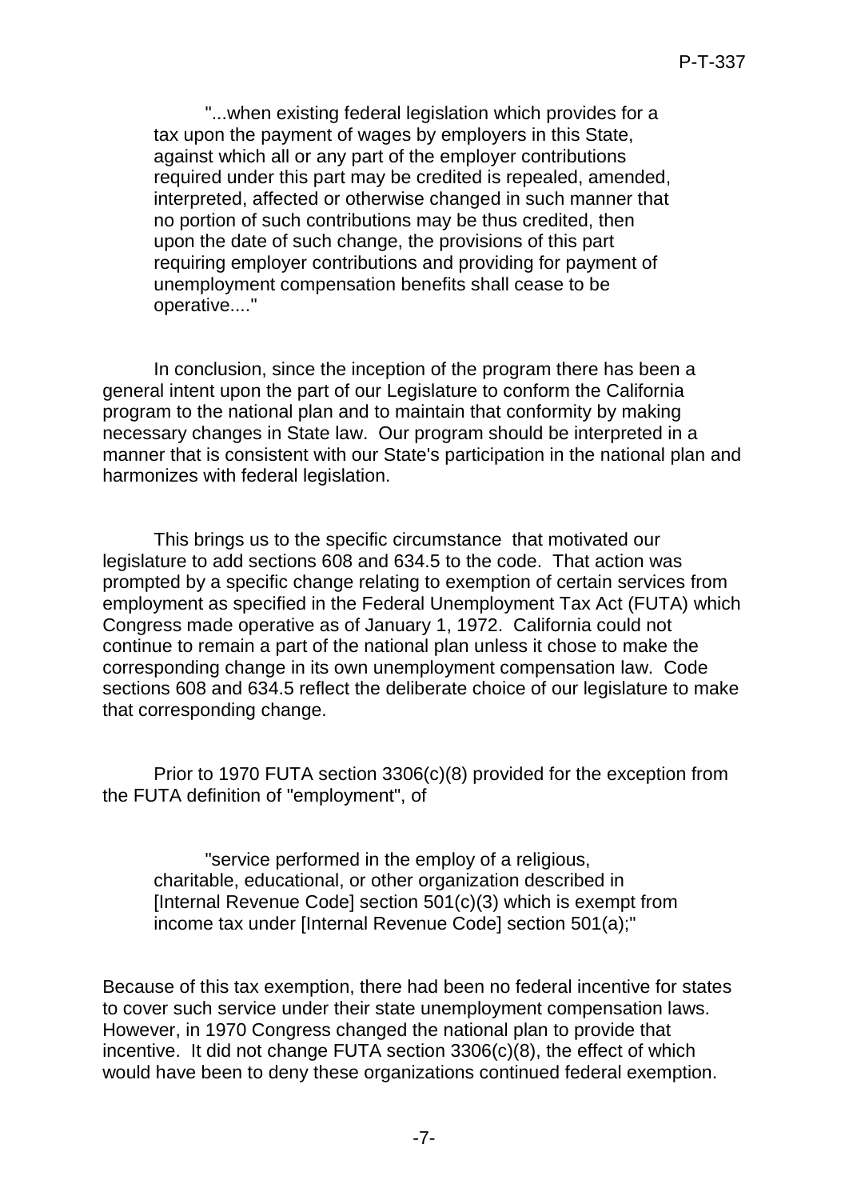> "...when existing federal legislation which provides for a tax upon the payment of wages by employers in this State, against which all or any part of the employer contributions required under this part may be credited is repealed, amended, interpreted, affected or otherwise changed in such manner that no portion of such contributions may be thus credited, then upon the date of such change, the provisions of this part requiring employer contributions and providing for payment of unemployment compensation benefits shall cease to be operative...."

In conclusion, since the inception of the program there has been a general intent upon the part of our Legislature to conform the California program to the national plan and to maintain that conformity by making necessary changes in State law. Our program should be interpreted in a manner that is consistent with our State's participation in the national plan and harmonizes with federal legislation.

This brings us to the specific circumstance that motivated our legislature to add sections 608 and 634.5 to the code. That action was prompted by a specific change relating to exemption of certain services from employment as specified in the Federal Unemployment Tax Act (FUTA) which Congress made operative as of January 1, 1972. California could not continue to remain a part of the national plan unless it chose to make the corresponding change in its own unemployment compensation law. Code sections 608 and 634.5 reflect the deliberate choice of our legislature to make that corresponding change.

Prior to 1970 FUTA section 3306(c)(8) provided for the exception from the FUTA definition of "employment", of

> "service performed in the employ of a religious, charitable, educational, or other organization described in [Internal Revenue Code] section 501(c)(3) which is exempt from income tax under [Internal Revenue Code] section 501(a);"

Because of this tax exemption, there had been no federal incentive for states to cover such service under their state unemployment compensation laws. However, in 1970 Congress changed the national plan to provide that incentive. It did not change FUTA section 3306(c)(8), the effect of which would have been to deny these organizations continued federal exemption.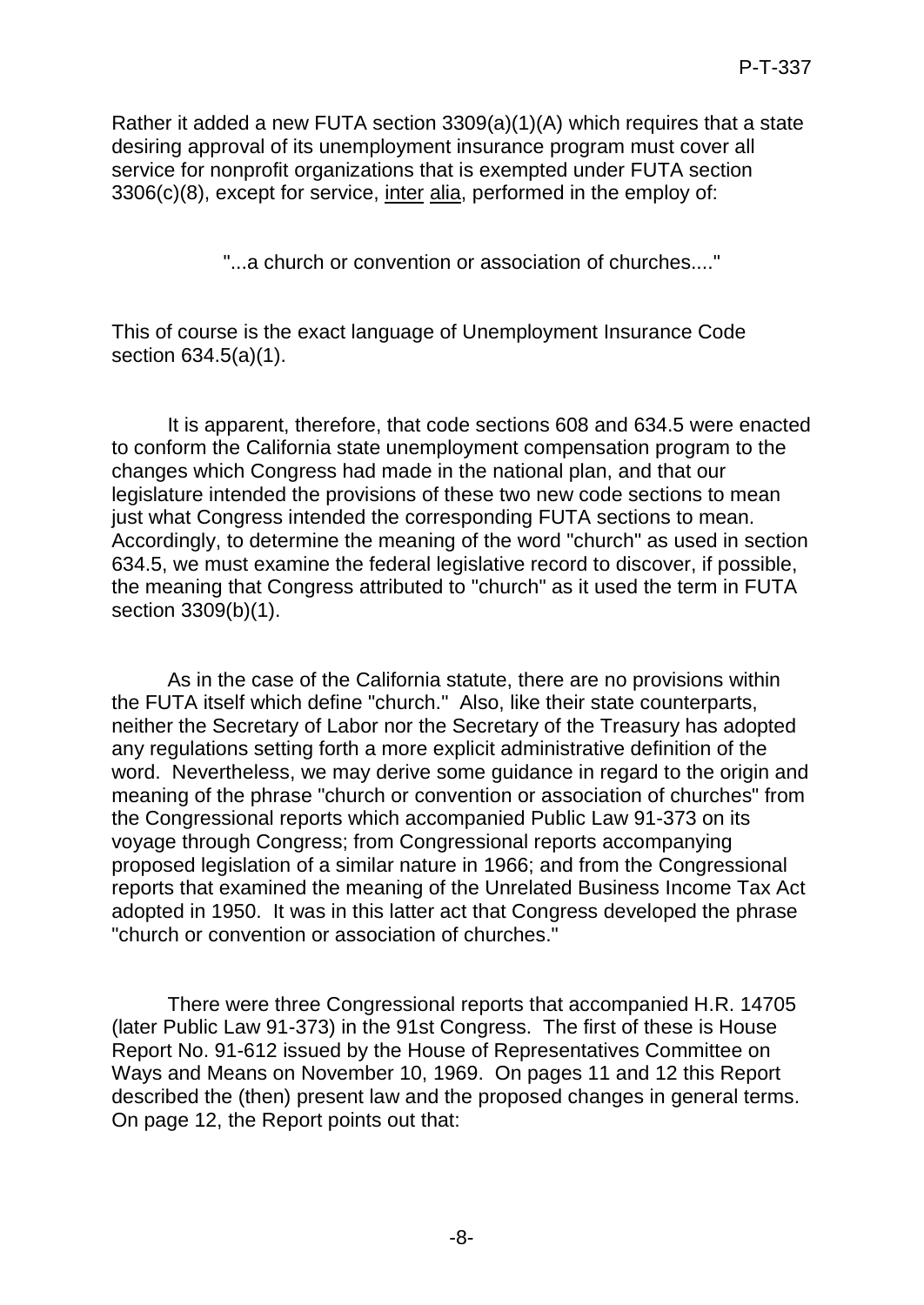Rather it added a new FUTA section 3309(a)(1)(A) which requires that a state desiring approval of its unemployment insurance program must cover all service for nonprofit organizations that is exempted under FUTA section 3306(c)(8), except for service, _inter alia_, performed in the employ of:

> "...a church or convention or association of churches...."

This of course is the exact language of Unemployment Insurance Code section 634.5(a)(1).

It is apparent, therefore, that code sections 608 and 634.5 were enacted to conform the California state unemployment compensation program to the changes which Congress had made in the national plan, and that our legislature intended the provisions of these two new code sections to mean just what Congress intended the corresponding FUTA sections to mean. Accordingly, to determine the meaning of the word "church" as used in section 634.5, we must examine the federal legislative record to discover, if possible, the meaning that Congress attributed to "church" as it used the term in FUTA section 3309(b)(1).

As in the case of the California statute, there are no provisions within the FUTA itself which define "church." Also, like their state counterparts, neither the Secretary of Labor nor the Secretary of the Treasury has adopted any regulations setting forth a more explicit administrative definition of the word. Nevertheless, we may derive some guidance in regard to the origin and meaning of the phrase "church or convention or association of churches" from the Congressional reports which accompanied Public Law 91-373 on its voyage through Congress; from Congressional reports accompanying proposed legislation of a similar nature in 1966; and from the Congressional reports that examined the meaning of the Unrelated Business Income Tax Act adopted in 1950. It was in this latter act that Congress developed the phrase "church or convention or association of churches."

There were three Congressional reports that accompanied H.R. 14705 (later Public Law 91-373) in the 91st Congress. The first of these is House Report No. 91-612 issued by the House of Representatives Committee on Ways and Means on November 10, 1969. On pages 11 and 12 this Report described the (then) present law and the proposed changes in general terms. On page 12, the Report points out that: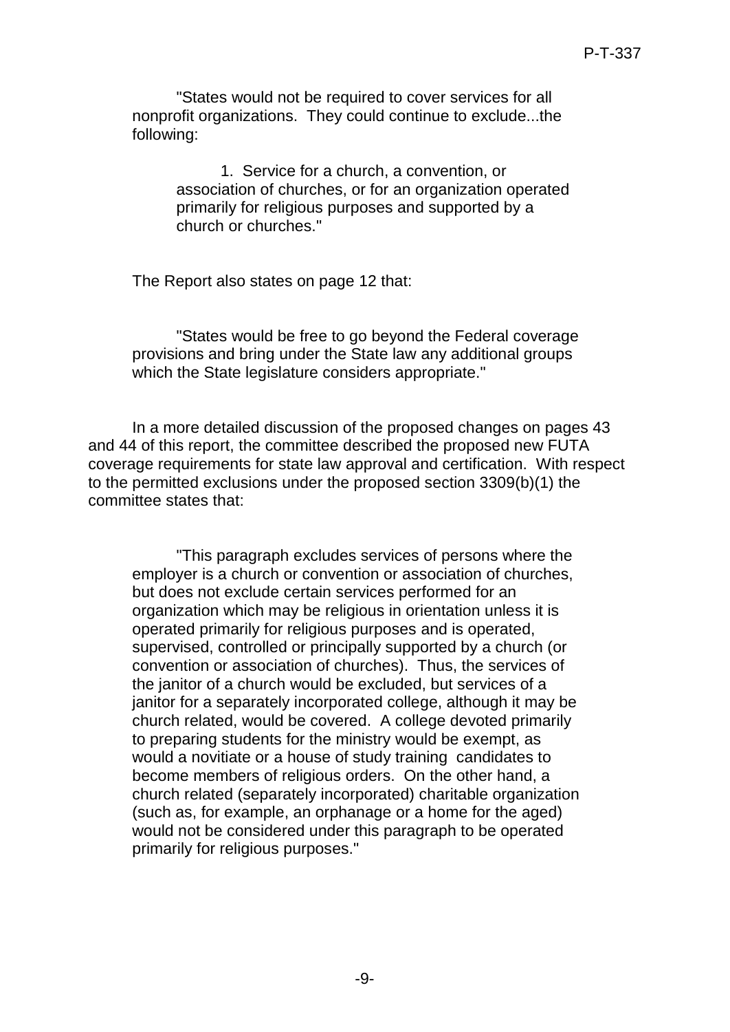> "States would not be required to cover services for all nonprofit organizations. They could continue to exclude...the following:
>
> > 1. Service for a church, a convention, or association of churches, or for an organization operated primarily for religious purposes and supported by a church or churches."

The Report also states on page 12 that:

> "States would be free to go beyond the Federal coverage provisions and bring under the State law any additional groups which the State legislature considers appropriate."

In a more detailed discussion of the proposed changes on pages 43 and 44 of this report, the committee described the proposed new FUTA coverage requirements for state law approval and certification. With respect to the permitted exclusions under the proposed section 3309(b)(1) the committee states that:

> "This paragraph excludes services of persons where the employer is a church or convention or association of churches, but does not exclude certain services performed for an organization which may be religious in orientation unless it is operated primarily for religious purposes and is operated, supervised, controlled or principally supported by a church (or convention or association of churches). Thus, the services of the janitor of a church would be excluded, but services of a janitor for a separately incorporated college, although it may be church related, would be covered. A college devoted primarily to preparing students for the ministry would be exempt, as would a novitiate or a house of study training candidates to become members of religious orders. On the other hand, a church related (separately incorporated) charitable organization (such as, for example, an orphanage or a home for the aged) would not be considered under this paragraph to be operated primarily for religious purposes."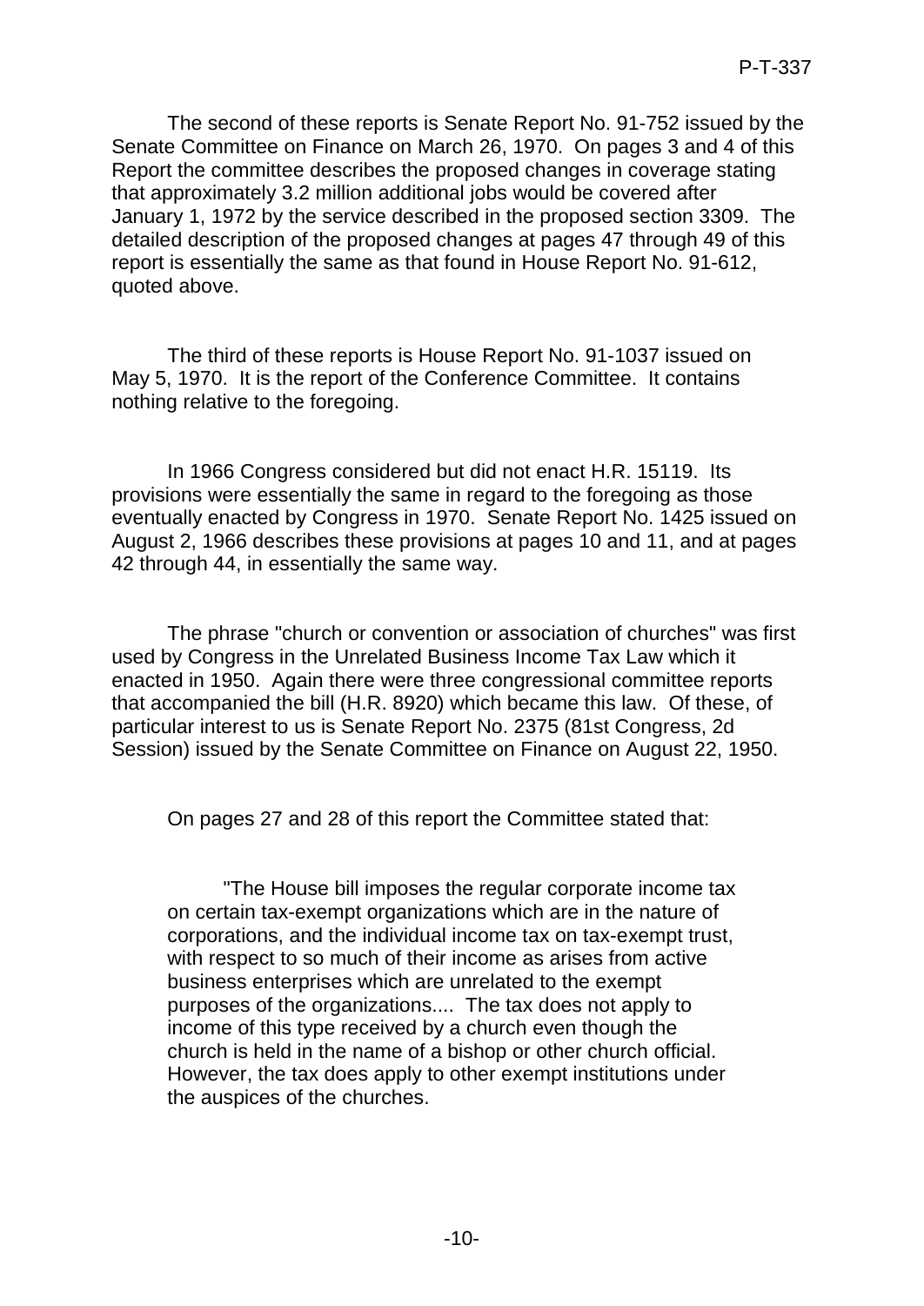The second of these reports is Senate Report No. 91-752 issued by the Senate Committee on Finance on March 26, 1970. On pages 3 and 4 of this Report the committee describes the proposed changes in coverage stating that approximately 3.2 million additional jobs would be covered after January 1, 1972 by the service described in the proposed section 3309. The detailed description of the proposed changes at pages 47 through 49 of this report is essentially the same as that found in House Report No. 91-612, quoted above.

The third of these reports is House Report No. 91-1037 issued on May 5, 1970. It is the report of the Conference Committee. It contains nothing relative to the foregoing.

In 1966 Congress considered but did not enact H.R. 15119. Its provisions were essentially the same in regard to the foregoing as those eventually enacted by Congress in 1970. Senate Report No. 1425 issued on August 2, 1966 describes these provisions at pages 10 and 11, and at pages 42 through 44, in essentially the same way.

The phrase "church or convention or association of churches" was first used by Congress in the Unrelated Business Income Tax Law which it enacted in 1950. Again there were three congressional committee reports that accompanied the bill (H.R. 8920) which became this law. Of these, of particular interest to us is Senate Report No. 2375 (81st Congress, 2d Session) issued by the Senate Committee on Finance on August 22, 1950.

On pages 27 and 28 of this report the Committee stated that:

> "The House bill imposes the regular corporate income tax on certain tax-exempt organizations which are in the nature of corporations, and the individual income tax on tax-exempt trust, with respect to so much of their income as arises from active business enterprises which are unrelated to the exempt purposes of the organizations.... The tax does not apply to income of this type received by a church even though the church is held in the name of a bishop or other church official. However, the tax does apply to other exempt institutions under the auspices of the churches.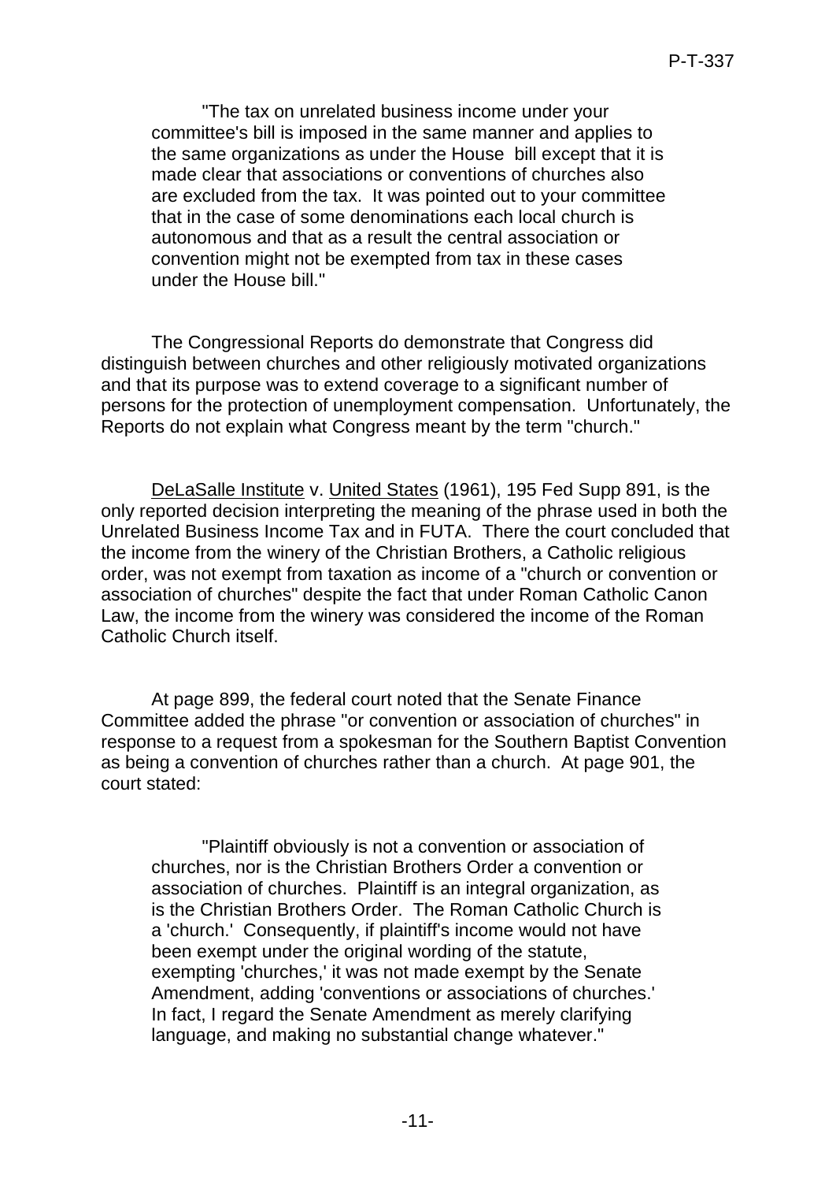> "The tax on unrelated business income under your committee's bill is imposed in the same manner and applies to the same organizations as under the House bill except that it is made clear that associations or conventions of churches also are excluded from the tax. It was pointed out to your committee that in the case of some denominations each local church is autonomous and that as a result the central association or convention might not be exempted from tax in these cases under the House bill."

The Congressional Reports do demonstrate that Congress did distinguish between churches and other religiously motivated organizations and that its purpose was to extend coverage to a significant number of persons for the protection of unemployment compensation. Unfortunately, the Reports do not explain what Congress meant by the term "church."

DeLaSalle Institute v. United States (1961), 195 Fed Supp 891, is the only reported decision interpreting the meaning of the phrase used in both the Unrelated Business Income Tax and in FUTA. There the court concluded that the income from the winery of the Christian Brothers, a Catholic religious order, was not exempt from taxation as income of a "church or convention or association of churches" despite the fact that under Roman Catholic Canon Law, the income from the winery was considered the income of the Roman Catholic Church itself.

At page 899, the federal court noted that the Senate Finance Committee added the phrase "or convention or association of churches" in response to a request from a spokesman for the Southern Baptist Convention as being a convention of churches rather than a church. At page 901, the court stated:

> "Plaintiff obviously is not a convention or association of churches, nor is the Christian Brothers Order a convention or association of churches. Plaintiff is an integral organization, as is the Christian Brothers Order. The Roman Catholic Church is a 'church.' Consequently, if plaintiff's income would not have been exempt under the original wording of the statute, exempting 'churches,' it was not made exempt by the Senate Amendment, adding 'conventions or associations of churches.' In fact, I regard the Senate Amendment as merely clarifying language, and making no substantial change whatever."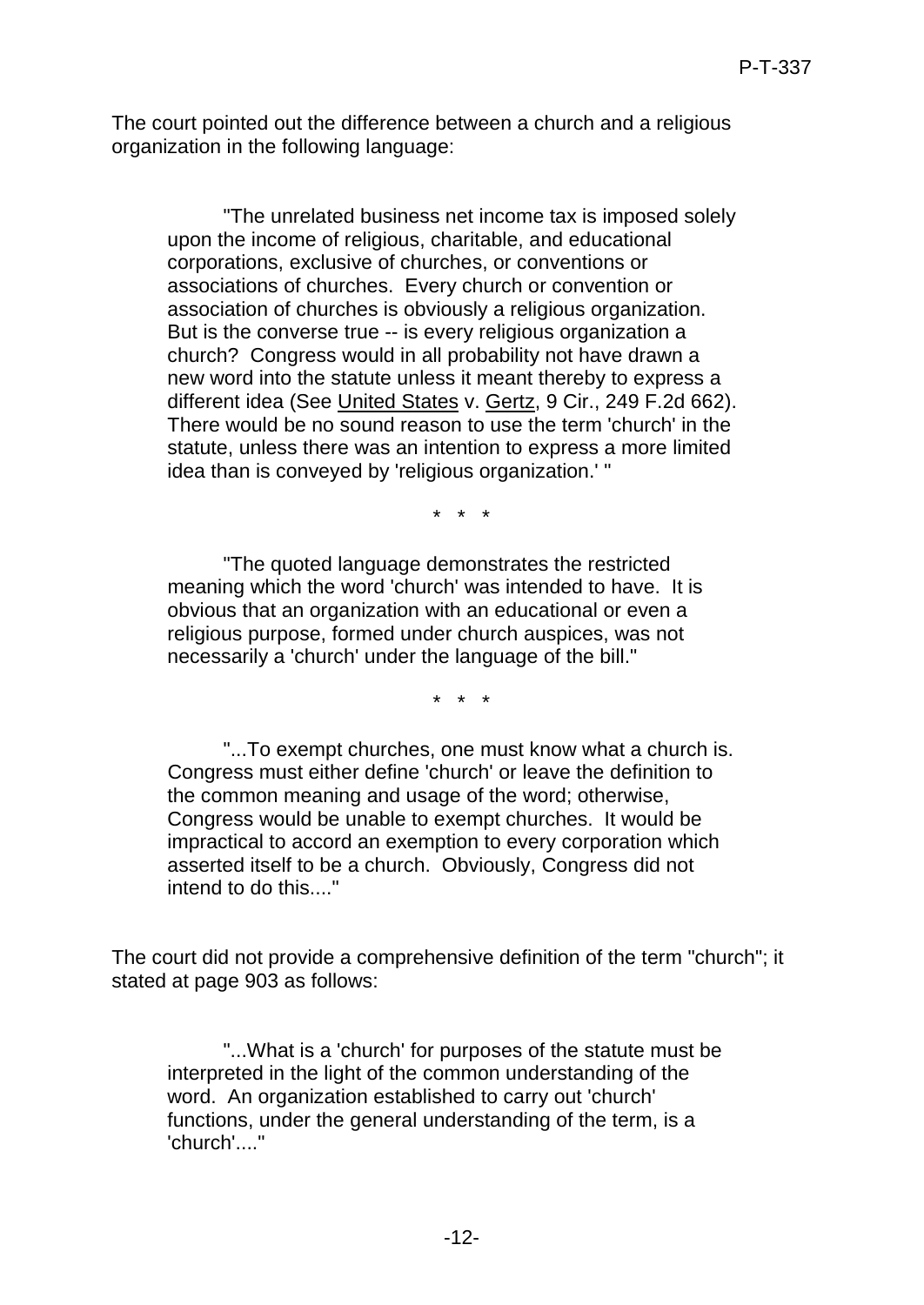The court pointed out the difference between a church and a religious organization in the following language:

> "The unrelated business net income tax is imposed solely upon the income of religious, charitable, and educational corporations, exclusive of churches, or conventions or associations of churches. Every church or convention or association of churches is obviously a religious organization. But is the converse true -- is every religious organization a church? Congress would in all probability not have drawn a new word into the statute unless it meant thereby to express a different idea (See United States v. Gertz, 9 Cir., 249 F.2d 662). There would be no sound reason to use the term 'church' in the statute, unless there was an intention to express a more limited idea than is conveyed by 'religious organization.' "
>
> \* \* \*
>
> "The quoted language demonstrates the restricted meaning which the word 'church' was intended to have. It is obvious that an organization with an educational or even a religious purpose, formed under church auspices, was not necessarily a 'church' under the language of the bill."
>
> \* \* \*
>
> "...To exempt churches, one must know what a church is. Congress must either define 'church' or leave the definition to the common meaning and usage of the word; otherwise, Congress would be unable to exempt churches. It would be impractical to accord an exemption to every corporation which asserted itself to be a church. Obviously, Congress did not intend to do this...."

The court did not provide a comprehensive definition of the term "church"; it stated at page 903 as follows:

> "...What is a 'church' for purposes of the statute must be interpreted in the light of the common understanding of the word. An organization established to carry out 'church' functions, under the general understanding of the term, is a 'church'...."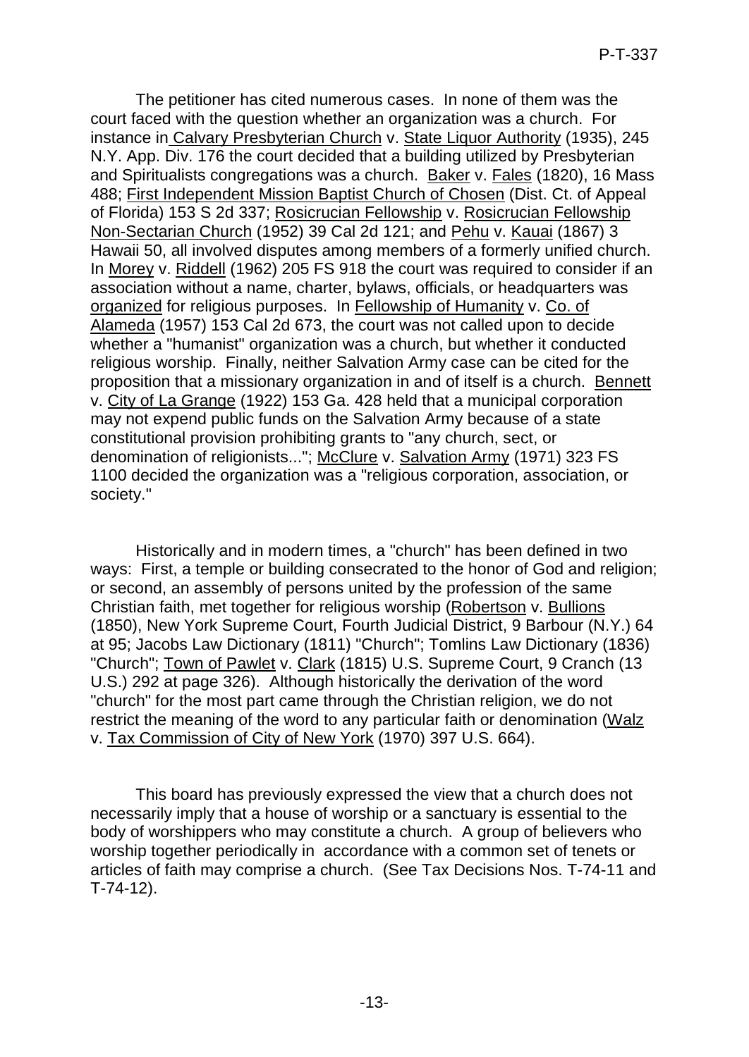The petitioner has cited numerous cases. In none of them was the court faced with the question whether an organization was a church. For instance in Calvary Presbyterian Church v. State Liquor Authority (1935), 245 N.Y. App. Div. 176 the court decided that a building utilized by Presbyterian and Spiritualists congregations was a church. Baker v. Fales (1820), 16 Mass 488; First Independent Mission Baptist Church of Chosen (Dist. Ct. of Appeal of Florida) 153 S 2d 337; Rosicrucian Fellowship v. Rosicrucian Fellowship Non-Sectarian Church (1952) 39 Cal 2d 121; and Pehu v. Kauai (1867) 3 Hawaii 50, all involved disputes among members of a formerly unified church. In Morey v. Riddell (1962) 205 FS 918 the court was required to consider if an association without a name, charter, bylaws, officials, or headquarters was organized for religious purposes. In Fellowship of Humanity v. Co. of Alameda (1957) 153 Cal 2d 673, the court was not called upon to decide whether a "humanist" organization was a church, but whether it conducted religious worship. Finally, neither Salvation Army case can be cited for the proposition that a missionary organization in and of itself is a church. Bennett v. City of La Grange (1922) 153 Ga. 428 held that a municipal corporation may not expend public funds on the Salvation Army because of a state constitutional provision prohibiting grants to "any church, sect, or denomination of religionists..."; McClure v. Salvation Army (1971) 323 FS 1100 decided the organization was a "religious corporation, association, or society."

Historically and in modern times, a "church" has been defined in two ways: First, a temple or building consecrated to the honor of God and religion; or second, an assembly of persons united by the profession of the same Christian faith, met together for religious worship (Robertson v. Bullions (1850), New York Supreme Court, Fourth Judicial District, 9 Barbour (N.Y.) 64 at 95; Jacobs Law Dictionary (1811) "Church"; Tomlins Law Dictionary (1836) "Church"; Town of Pawlet v. Clark (1815) U.S. Supreme Court, 9 Cranch (13 U.S.) 292 at page 326). Although historically the derivation of the word "church" for the most part came through the Christian religion, we do not restrict the meaning of the word to any particular faith or denomination (Walz v. Tax Commission of City of New York (1970) 397 U.S. 664).

This board has previously expressed the view that a church does not necessarily imply that a house of worship or a sanctuary is essential to the body of worshippers who may constitute a church. A group of believers who worship together periodically in accordance with a common set of tenets or articles of faith may comprise a church. (See Tax Decisions Nos. T-74-11 and T-74-12).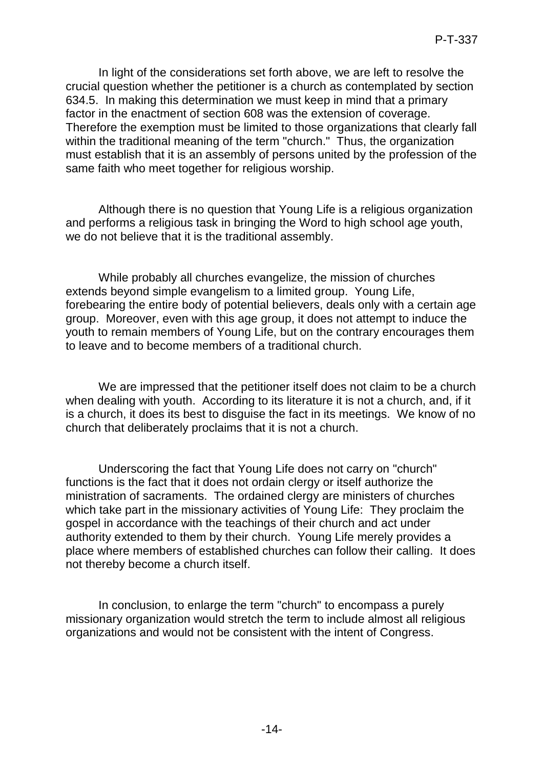In light of the considerations set forth above, we are left to resolve the crucial question whether the petitioner is a church as contemplated by section 634.5. In making this determination we must keep in mind that a primary factor in the enactment of section 608 was the extension of coverage. Therefore the exemption must be limited to those organizations that clearly fall within the traditional meaning of the term "church." Thus, the organization must establish that it is an assembly of persons united by the profession of the same faith who meet together for religious worship.

Although there is no question that Young Life is a religious organization and performs a religious task in bringing the Word to high school age youth, we do not believe that it is the traditional assembly.

While probably all churches evangelize, the mission of churches extends beyond simple evangelism to a limited group. Young Life, forebearing the entire body of potential believers, deals only with a certain age group. Moreover, even with this age group, it does not attempt to induce the youth to remain members of Young Life, but on the contrary encourages them to leave and to become members of a traditional church.

We are impressed that the petitioner itself does not claim to be a church when dealing with youth. According to its literature it is not a church, and, if it is a church, it does its best to disguise the fact in its meetings. We know of no church that deliberately proclaims that it is not a church.

Underscoring the fact that Young Life does not carry on "church" functions is the fact that it does not ordain clergy or itself authorize the ministration of sacraments. The ordained clergy are ministers of churches which take part in the missionary activities of Young Life: They proclaim the gospel in accordance with the teachings of their church and act under authority extended to them by their church. Young Life merely provides a place where members of established churches can follow their calling. It does not thereby become a church itself.

In conclusion, to enlarge the term "church" to encompass a purely missionary organization would stretch the term to include almost all religious organizations and would not be consistent with the intent of Congress.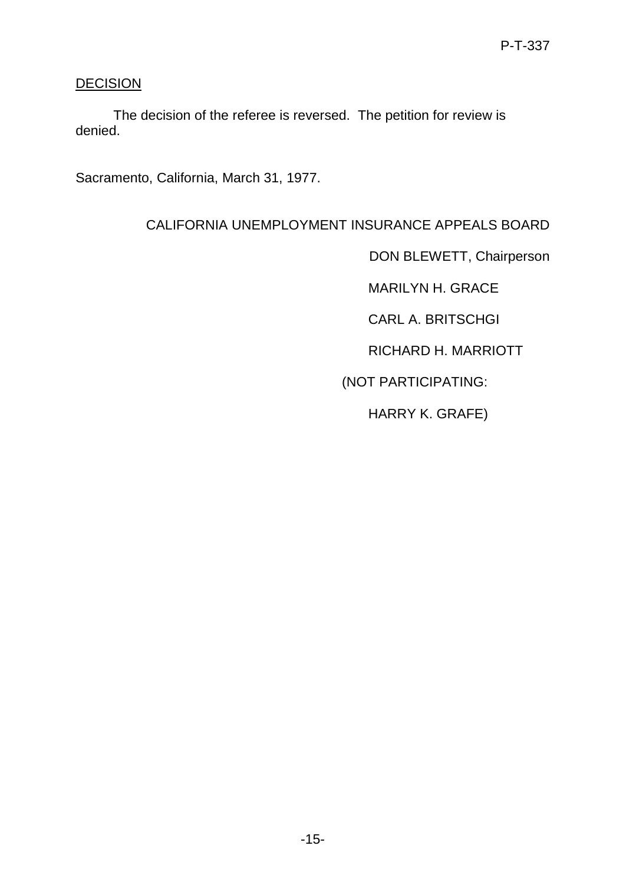## DECISION

The decision of the referee is reversed. The petition for review is denied.

Sacramento, California, March 31, 1977.

CALIFORNIA UNEMPLOYMENT INSURANCE APPEALS BOARD

DON BLEWETT, Chairperson

MARILYN H. GRACE

CARL A. BRITSCHGI

RICHARD H. MARRIOTT

(NOT PARTICIPATING:

HARRY K. GRAFE)